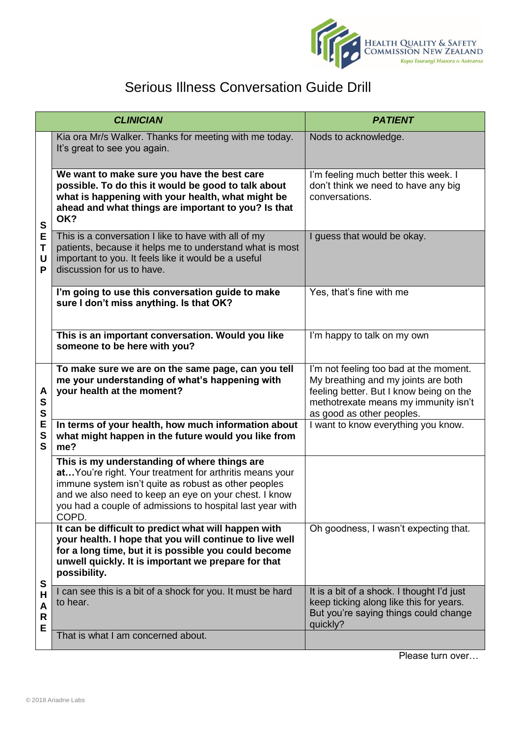# Serious Illness Conversation Guide Drill

| | *CLINICIAN* | *PATIENT* |
|---|---|---|
| **SETUP** | Kia ora Mr/s Walker. Thanks for meeting with me today. It's great to see you again. | Nods to acknowledge. |
| | **We want to make sure you have the best care possible. To do this it would be good to talk about what is happening with your health, what might be ahead and what things are important to you? Is that OK?** | I'm feeling much better this week. I don't think we need to have any big conversations. |
| | This is a conversation I like to have with all of my patients, because it helps me to understand what is most important to you. It feels like it would be a useful discussion for us to have. | I guess that would be okay. |
| | **I'm going to use this conversation guide to make sure I don't miss anything. Is that OK?** | Yes, that's fine with me |
| | **This is an important conversation. Would you like someone to be here with you?** | I'm happy to talk on my own |
| **ASSESS** | **To make sure we are on the same page, can you tell me your understanding of what's happening with your health at the moment?** | I'm not feeling too bad at the moment. My breathing and my joints are both feeling better. But I know being on the methotrexate means my immunity isn't as good as other peoples. |
| | **In terms of your health, how much information about what might happen in the future would you like from me?** | I want to know everything you know. |
| | **This is my understanding of where things are at…**You're right. Your treatment for arthritis means your immune system isn't quite as robust as other peoples and we also need to keep an eye on your chest. I know you had a couple of admissions to hospital last year with COPD. | |
| **SHARE** | **It can be difficult to predict what will happen with your health. I hope that you will continue to live well for a long time, but it is possible you could become unwell quickly. It is important we prepare for that possibility.** | Oh goodness, I wasn't expecting that. |
| | I can see this is a bit of a shock for you. It must be hard to hear. | It is a bit of a shock. I thought I'd just keep ticking along like this for years. But you're saying things could change quickly? |
| | That is what I am concerned about. | |

Please turn over…

© 2018 Ariadne Labs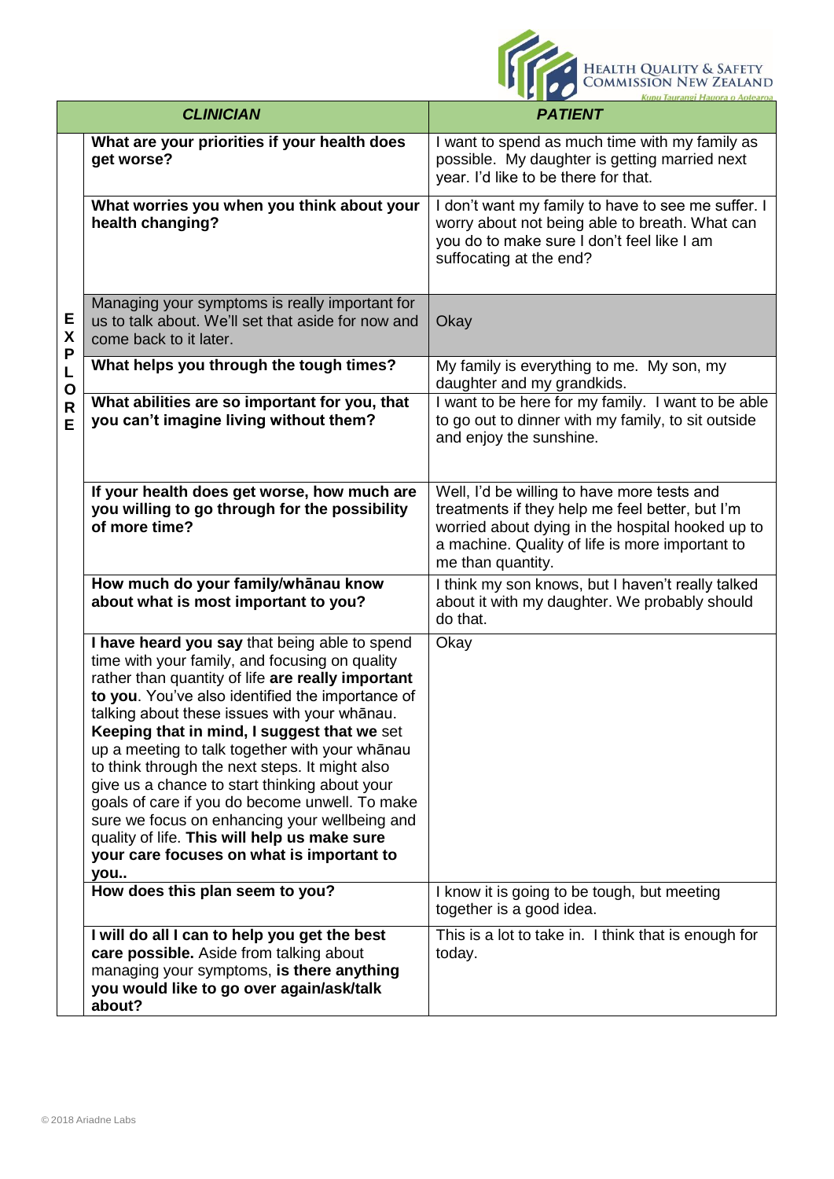| | *CLINICIAN* | *PATIENT* |
|---|---|---|
| EXPLORE | **What are your priorities if your health does get worse?** | I want to spend as much time with my family as possible. My daughter is getting married next year. I'd like to be there for that. |
| | **What worries you when you think about your health changing?** | I don't want my family to have to see me suffer. I worry about not being able to breath. What can you do to make sure I don't feel like I am suffocating at the end? |
| | Managing your symptoms is really important for us to talk about. We'll set that aside for now and come back to it later. | Okay |
| | **What helps you through the tough times?** | My family is everything to me. My son, my daughter and my grandkids. |
| | **What abilities are so important for you, that you can't imagine living without them?** | I want to be here for my family. I want to be able to go out to dinner with my family, to sit outside and enjoy the sunshine. |
| | **If your health does get worse, how much are you willing to go through for the possibility of more time?** | Well, I'd be willing to have more tests and treatments if they help me feel better, but I'm worried about dying in the hospital hooked up to a machine. Quality of life is more important to me than quantity. |
| | **How much do your family/whānau know about what is most important to you?** | I think my son knows, but I haven't really talked about it with my daughter. We probably should do that. |
| | **I have heard you say** that being able to spend time with your family, and focusing on quality rather than quantity of life **are really important to you**. You've also identified the importance of talking about these issues with your whānau. **Keeping that in mind, I suggest that we** set up a meeting to talk together with your whānau to think through the next steps. It might also give us a chance to start thinking about your goals of care if you do become unwell. To make sure we focus on enhancing your wellbeing and quality of life. **This will help us make sure your care focuses on what is important to you..** | Okay |
| | **How does this plan seem to you?** | I know it is going to be tough, but meeting together is a good idea. |
| | **I will do all I can to help you get the best care possible.** Aside from talking about managing your symptoms, **is there anything you would like to go over again/ask/talk about?** | This is a lot to take in. I think that is enough for today. |

© 2018 Ariadne Labs